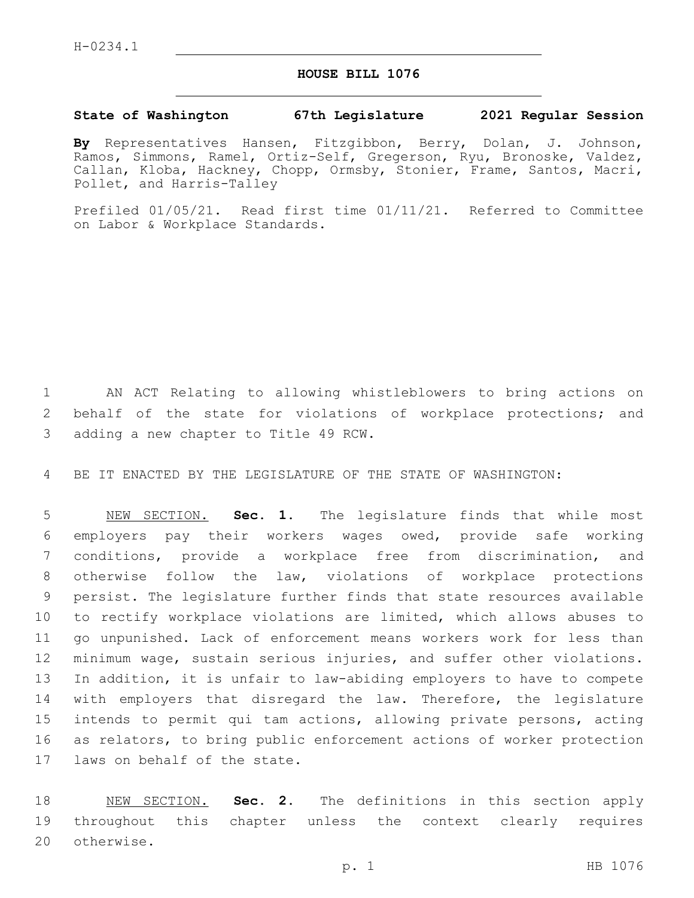H-0234.1

# HOUSE BILL 1076

**State of Washington 67th Legislature 2021 Regular Session**

**By** Representatives Hansen, Fitzgibbon, Berry, Dolan, J. Johnson, Ramos, Simmons, Ramel, Ortiz-Self, Gregerson, Ryu, Bronoske, Valdez, Callan, Kloba, Hackney, Chopp, Ormsby, Stonier, Frame, Santos, Macri, Pollet, and Harris-Talley

Prefiled 01/05/21. Read first time 01/11/21. Referred to Committee on Labor & Workplace Standards.

AN ACT Relating to allowing whistleblowers to bring actions on behalf of the state for violations of workplace protections; and adding a new chapter to Title 49 RCW.

BE IT ENACTED BY THE LEGISLATURE OF THE STATE OF WASHINGTON:

NEW SECTION. **Sec. 1.** The legislature finds that while most employers pay their workers wages owed, provide safe working conditions, provide a workplace free from discrimination, and otherwise follow the law, violations of workplace protections persist. The legislature further finds that state resources available to rectify workplace violations are limited, which allows abuses to go unpunished. Lack of enforcement means workers work for less than minimum wage, sustain serious injuries, and suffer other violations. In addition, it is unfair to law-abiding employers to have to compete with employers that disregard the law. Therefore, the legislature intends to permit qui tam actions, allowing private persons, acting as relators, to bring public enforcement actions of worker protection laws on behalf of the state.

NEW SECTION. **Sec. 2.** The definitions in this section apply throughout this chapter unless the context clearly requires otherwise.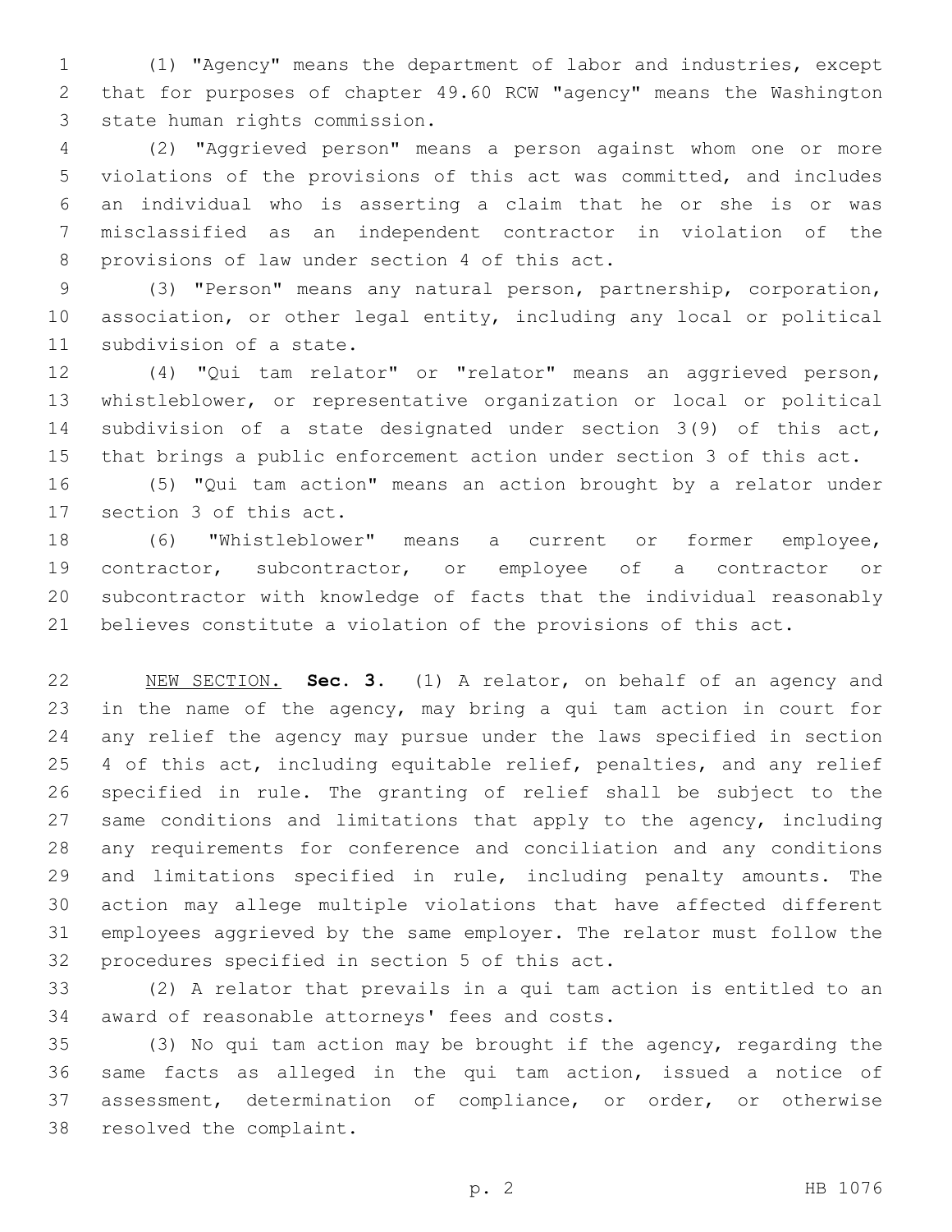(1) "Agency" means the department of labor and industries, except that for purposes of chapter 49.60 RCW "agency" means the Washington state human rights commission.

(2) "Aggrieved person" means a person against whom one or more violations of the provisions of this act was committed, and includes an individual who is asserting a claim that he or she is or was misclassified as an independent contractor in violation of the provisions of law under section 4 of this act.

(3) "Person" means any natural person, partnership, corporation, association, or other legal entity, including any local or political subdivision of a state.

(4) "Qui tam relator" or "relator" means an aggrieved person, whistleblower, or representative organization or local or political subdivision of a state designated under section 3(9) of this act, that brings a public enforcement action under section 3 of this act.

(5) "Qui tam action" means an action brought by a relator under section 3 of this act.

(6) "Whistleblower" means a current or former employee, contractor, subcontractor, or employee of a contractor or subcontractor with knowledge of facts that the individual reasonably believes constitute a violation of the provisions of this act.

NEW SECTION. **Sec. 3.** (1) A relator, on behalf of an agency and in the name of the agency, may bring a qui tam action in court for any relief the agency may pursue under the laws specified in section 4 of this act, including equitable relief, penalties, and any relief specified in rule. The granting of relief shall be subject to the same conditions and limitations that apply to the agency, including any requirements for conference and conciliation and any conditions and limitations specified in rule, including penalty amounts. The action may allege multiple violations that have affected different employees aggrieved by the same employer. The relator must follow the procedures specified in section 5 of this act.

(2) A relator that prevails in a qui tam action is entitled to an award of reasonable attorneys' fees and costs.

(3) No qui tam action may be brought if the agency, regarding the same facts as alleged in the qui tam action, issued a notice of assessment, determination of compliance, or order, or otherwise resolved the complaint.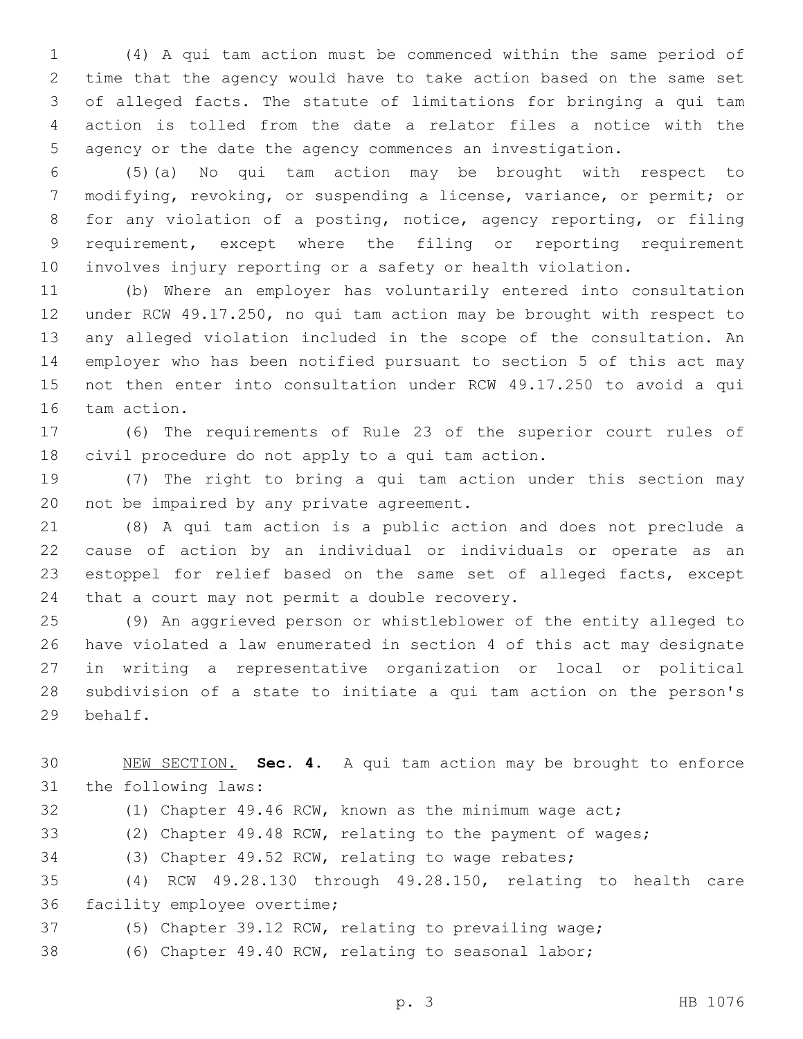(4) A qui tam action must be commenced within the same period of time that the agency would have to take action based on the same set of alleged facts. The statute of limitations for bringing a qui tam action is tolled from the date a relator files a notice with the agency or the date the agency commences an investigation.

(5)(a) No qui tam action may be brought with respect to modifying, revoking, or suspending a license, variance, or permit; or for any violation of a posting, notice, agency reporting, or filing requirement, except where the filing or reporting requirement involves injury reporting or a safety or health violation.

(b) Where an employer has voluntarily entered into consultation under RCW 49.17.250, no qui tam action may be brought with respect to any alleged violation included in the scope of the consultation. An employer who has been notified pursuant to section 5 of this act may not then enter into consultation under RCW 49.17.250 to avoid a qui tam action.

(6) The requirements of Rule 23 of the superior court rules of civil procedure do not apply to a qui tam action.

(7) The right to bring a qui tam action under this section may not be impaired by any private agreement.

(8) A qui tam action is a public action and does not preclude a cause of action by an individual or individuals or operate as an estoppel for relief based on the same set of alleged facts, except that a court may not permit a double recovery.

(9) An aggrieved person or whistleblower of the entity alleged to have violated a law enumerated in section 4 of this act may designate in writing a representative organization or local or political subdivision of a state to initiate a qui tam action on the person's behalf.

NEW SECTION. **Sec. 4.** A qui tam action may be brought to enforce the following laws:

(1) Chapter 49.46 RCW, known as the minimum wage act;

(2) Chapter 49.48 RCW, relating to the payment of wages;

(3) Chapter 49.52 RCW, relating to wage rebates;

(4) RCW 49.28.130 through 49.28.150, relating to health care facility employee overtime;

(5) Chapter 39.12 RCW, relating to prevailing wage;

(6) Chapter 49.40 RCW, relating to seasonal labor;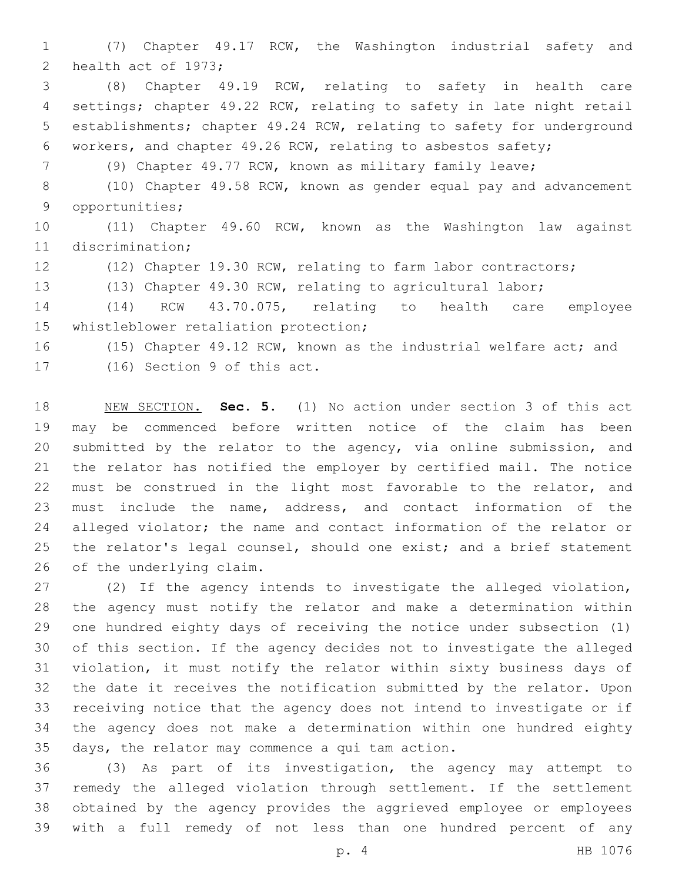(7) Chapter 49.17 RCW, the Washington industrial safety and health act of 1973;

(8) Chapter 49.19 RCW, relating to safety in health care settings; chapter 49.22 RCW, relating to safety in late night retail establishments; chapter 49.24 RCW, relating to safety for underground workers, and chapter 49.26 RCW, relating to asbestos safety;

(9) Chapter 49.77 RCW, known as military family leave;

(10) Chapter 49.58 RCW, known as gender equal pay and advancement opportunities;

(11) Chapter 49.60 RCW, known as the Washington law against discrimination;

(12) Chapter 19.30 RCW, relating to farm labor contractors;

(13) Chapter 49.30 RCW, relating to agricultural labor;

(14) RCW 43.70.075, relating to health care employee whistleblower retaliation protection;

(15) Chapter 49.12 RCW, known as the industrial welfare act; and

(16) Section 9 of this act.

NEW SECTION. **Sec. 5.** (1) No action under section 3 of this act may be commenced before written notice of the claim has been submitted by the relator to the agency, via online submission, and the relator has notified the employer by certified mail. The notice must be construed in the light most favorable to the relator, and must include the name, address, and contact information of the alleged violator; the name and contact information of the relator or the relator's legal counsel, should one exist; and a brief statement of the underlying claim.

(2) If the agency intends to investigate the alleged violation, the agency must notify the relator and make a determination within one hundred eighty days of receiving the notice under subsection (1) of this section. If the agency decides not to investigate the alleged violation, it must notify the relator within sixty business days of the date it receives the notification submitted by the relator. Upon receiving notice that the agency does not intend to investigate or if the agency does not make a determination within one hundred eighty days, the relator may commence a qui tam action.

(3) As part of its investigation, the agency may attempt to remedy the alleged violation through settlement. If the settlement obtained by the agency provides the aggrieved employee or employees with a full remedy of not less than one hundred percent of any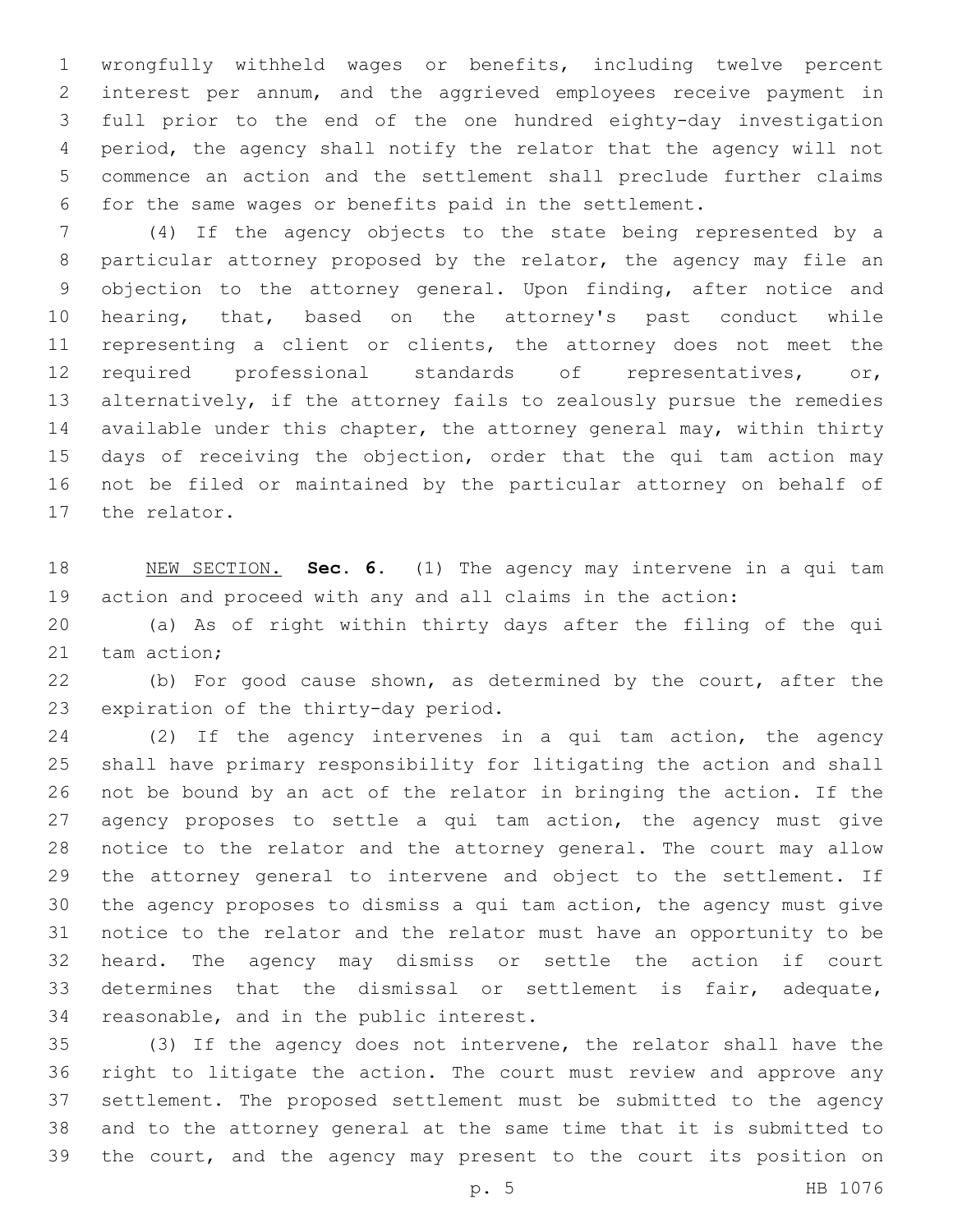wrongfully withheld wages or benefits, including twelve percent interest per annum, and the aggrieved employees receive payment in full prior to the end of the one hundred eighty-day investigation period, the agency shall notify the relator that the agency will not commence an action and the settlement shall preclude further claims for the same wages or benefits paid in the settlement.

(4) If the agency objects to the state being represented by a particular attorney proposed by the relator, the agency may file an objection to the attorney general. Upon finding, after notice and hearing, that, based on the attorney's past conduct while representing a client or clients, the attorney does not meet the required professional standards of representatives, or, alternatively, if the attorney fails to zealously pursue the remedies available under this chapter, the attorney general may, within thirty days of receiving the objection, order that the qui tam action may not be filed or maintained by the particular attorney on behalf of the relator.

NEW SECTION. **Sec. 6.** (1) The agency may intervene in a qui tam action and proceed with any and all claims in the action:

(a) As of right within thirty days after the filing of the qui tam action;

(b) For good cause shown, as determined by the court, after the expiration of the thirty-day period.

(2) If the agency intervenes in a qui tam action, the agency shall have primary responsibility for litigating the action and shall not be bound by an act of the relator in bringing the action. If the agency proposes to settle a qui tam action, the agency must give notice to the relator and the attorney general. The court may allow the attorney general to intervene and object to the settlement. If the agency proposes to dismiss a qui tam action, the agency must give notice to the relator and the relator must have an opportunity to be heard. The agency may dismiss or settle the action if court determines that the dismissal or settlement is fair, adequate, reasonable, and in the public interest.

(3) If the agency does not intervene, the relator shall have the right to litigate the action. The court must review and approve any settlement. The proposed settlement must be submitted to the agency and to the attorney general at the same time that it is submitted to the court, and the agency may present to the court its position on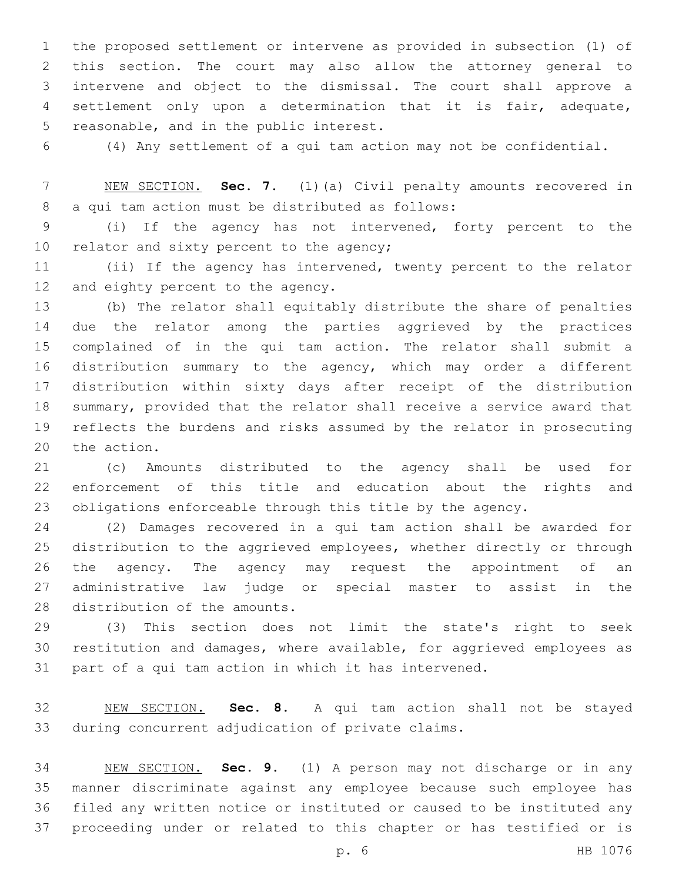the proposed settlement or intervene as provided in subsection (1) of this section. The court may also allow the attorney general to intervene and object to the dismissal. The court shall approve a settlement only upon a determination that it is fair, adequate, reasonable, and in the public interest.

(4) Any settlement of a qui tam action may not be confidential.

NEW SECTION. **Sec. 7.** (1)(a) Civil penalty amounts recovered in a qui tam action must be distributed as follows:

(i) If the agency has not intervened, forty percent to the relator and sixty percent to the agency;

(ii) If the agency has intervened, twenty percent to the relator and eighty percent to the agency.

(b) The relator shall equitably distribute the share of penalties due the relator among the parties aggrieved by the practices complained of in the qui tam action. The relator shall submit a distribution summary to the agency, which may order a different distribution within sixty days after receipt of the distribution summary, provided that the relator shall receive a service award that reflects the burdens and risks assumed by the relator in prosecuting the action.

(c) Amounts distributed to the agency shall be used for enforcement of this title and education about the rights and obligations enforceable through this title by the agency.

(2) Damages recovered in a qui tam action shall be awarded for distribution to the aggrieved employees, whether directly or through the agency. The agency may request the appointment of an administrative law judge or special master to assist in the distribution of the amounts.

(3) This section does not limit the state's right to seek restitution and damages, where available, for aggrieved employees as part of a qui tam action in which it has intervened.

NEW SECTION. **Sec. 8.** A qui tam action shall not be stayed during concurrent adjudication of private claims.

NEW SECTION. **Sec. 9.** (1) A person may not discharge or in any manner discriminate against any employee because such employee has filed any written notice or instituted or caused to be instituted any proceeding under or related to this chapter or has testified or is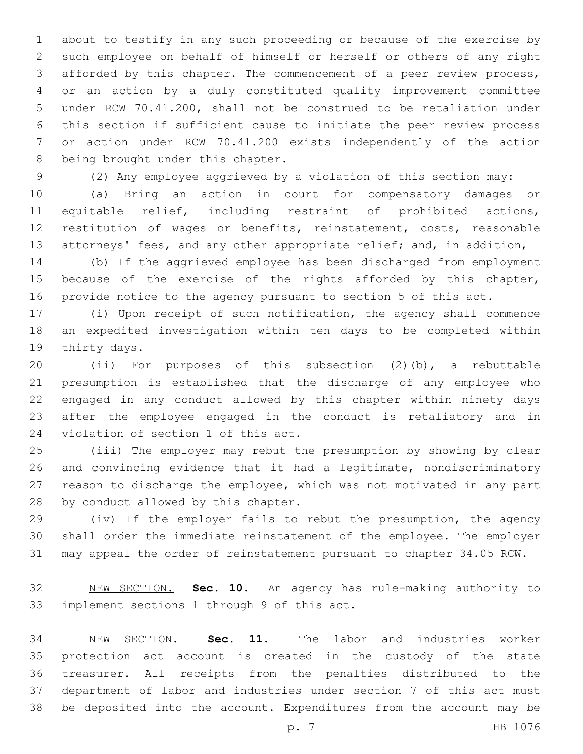about to testify in any such proceeding or because of the exercise by such employee on behalf of himself or herself or others of any right afforded by this chapter. The commencement of a peer review process, or an action by a duly constituted quality improvement committee under RCW 70.41.200, shall not be construed to be retaliation under this section if sufficient cause to initiate the peer review process or action under RCW 70.41.200 exists independently of the action being brought under this chapter.

(2) Any employee aggrieved by a violation of this section may:

(a) Bring an action in court for compensatory damages or equitable relief, including restraint of prohibited actions, restitution of wages or benefits, reinstatement, costs, reasonable attorneys' fees, and any other appropriate relief; and, in addition,

(b) If the aggrieved employee has been discharged from employment because of the exercise of the rights afforded by this chapter, provide notice to the agency pursuant to section 5 of this act.

(i) Upon receipt of such notification, the agency shall commence an expedited investigation within ten days to be completed within thirty days.

(ii) For purposes of this subsection (2)(b), a rebuttable presumption is established that the discharge of any employee who engaged in any conduct allowed by this chapter within ninety days after the employee engaged in the conduct is retaliatory and in violation of section 1 of this act.

(iii) The employer may rebut the presumption by showing by clear and convincing evidence that it had a legitimate, nondiscriminatory reason to discharge the employee, which was not motivated in any part by conduct allowed by this chapter.

(iv) If the employer fails to rebut the presumption, the agency shall order the immediate reinstatement of the employee. The employer may appeal the order of reinstatement pursuant to chapter 34.05 RCW.

NEW SECTION. **Sec. 10.** An agency has rule-making authority to implement sections 1 through 9 of this act.

NEW SECTION. **Sec. 11.** The labor and industries worker protection act account is created in the custody of the state treasurer. All receipts from the penalties distributed to the department of labor and industries under section 7 of this act must be deposited into the account. Expenditures from the account may be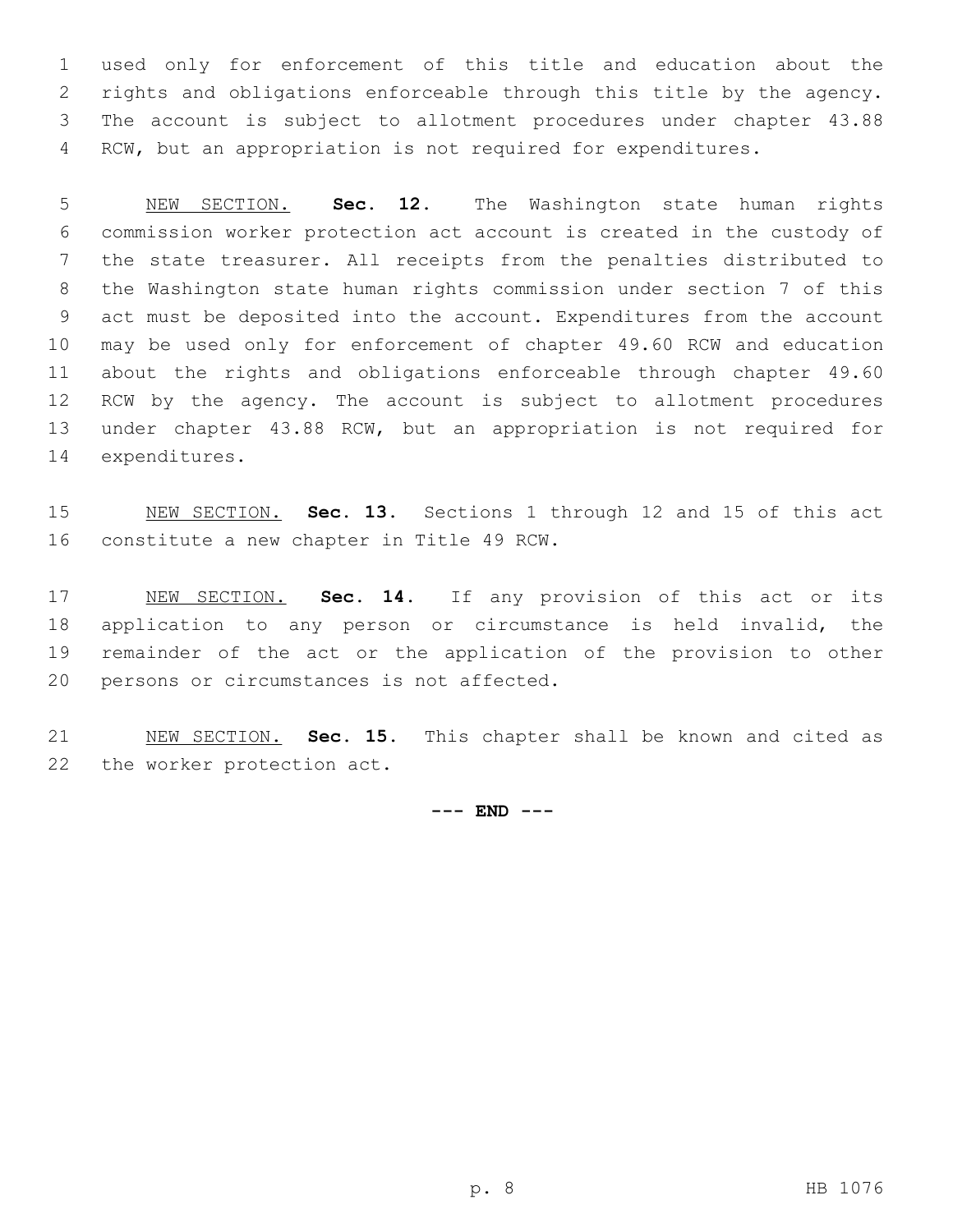used only for enforcement of this title and education about the rights and obligations enforceable through this title by the agency. The account is subject to allotment procedures under chapter 43.88 RCW, but an appropriation is not required for expenditures.

NEW SECTION. **Sec. 12.** The Washington state human rights commission worker protection act account is created in the custody of the state treasurer. All receipts from the penalties distributed to the Washington state human rights commission under section 7 of this act must be deposited into the account. Expenditures from the account may be used only for enforcement of chapter 49.60 RCW and education about the rights and obligations enforceable through chapter 49.60 RCW by the agency. The account is subject to allotment procedures under chapter 43.88 RCW, but an appropriation is not required for expenditures.

NEW SECTION. **Sec. 13.** Sections 1 through 12 and 15 of this act constitute a new chapter in Title 49 RCW.

NEW SECTION. **Sec. 14.** If any provision of this act or its application to any person or circumstance is held invalid, the remainder of the act or the application of the provision to other persons or circumstances is not affected.

NEW SECTION. **Sec. 15.** This chapter shall be known and cited as the worker protection act.

**--- END ---**